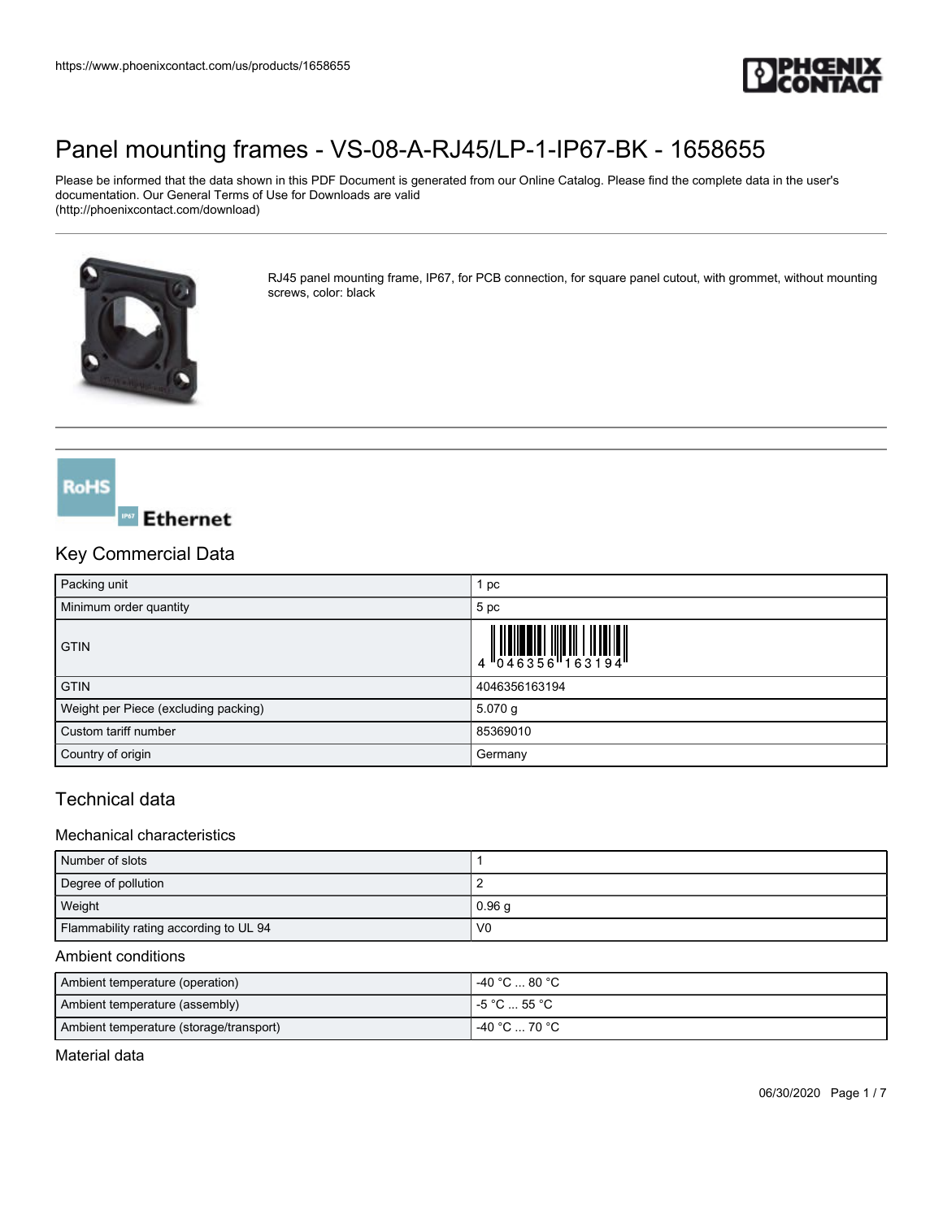# Panel mounting frames - VS-08-A-RJ45/LP-1-IP67-BK - 1658655

Please be informed that the data shown in this PDF Document is generated from our Online Catalog. Please find the complete data in the user's documentation. Our General Terms of Use for Downloads are valid (http://phoenixcontact.com/download)

RJ45 panel mounting frame, IP67, for PCB connection, for square panel cutout, with grommet, without mounting screws, color: black

## Key Commercial Data

| | |
|---|---|
| Packing unit | 1 pc |
| Minimum order quantity | 5 pc |
| GTIN | 4 046356 163194 |
| GTIN | 4046356163194 |
| Weight per Piece (excluding packing) | 5.070 g |
| Custom tariff number | 85369010 |
| Country of origin | Germany |

## Technical data

### Mechanical characteristics

| | |
|---|---|
| Number of slots | 1 |
| Degree of pollution | 2 |
| Weight | 0.96 g |
| Flammability rating according to UL 94 | V0 |

### Ambient conditions

| | |
|---|---|
| Ambient temperature (operation) | -40 °C ... 80 °C |
| Ambient temperature (assembly) | -5 °C ... 55 °C |
| Ambient temperature (storage/transport) | -40 °C ... 70 °C |

### Material data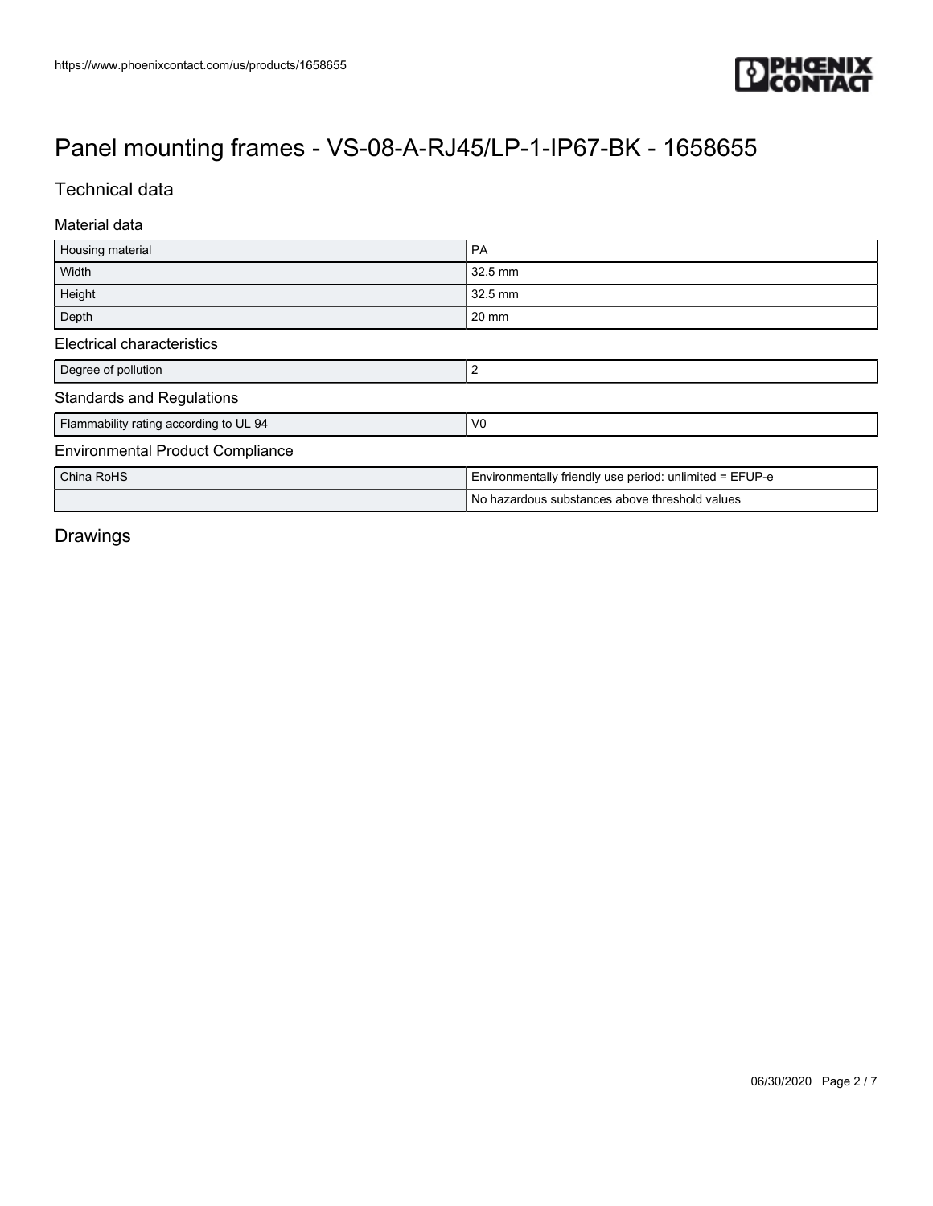# Panel mounting frames - VS-08-A-RJ45/LP-1-IP67-BK - 1658655

## Technical data

### Material data

| | |
|---|---|
| Housing material | PA |
| Width | 32.5 mm |
| Height | 32.5 mm |
| Depth | 20 mm |

### Electrical characteristics

| | |
|---|---|
| Degree of pollution | 2 |

### Standards and Regulations

| | |
|---|---|
| Flammability rating according to UL 94 | V0 |

### Environmental Product Compliance

| | |
|---|---|
| China RoHS | Environmentally friendly use period: unlimited = EFUP-e |
| | No hazardous substances above threshold values |

## Drawings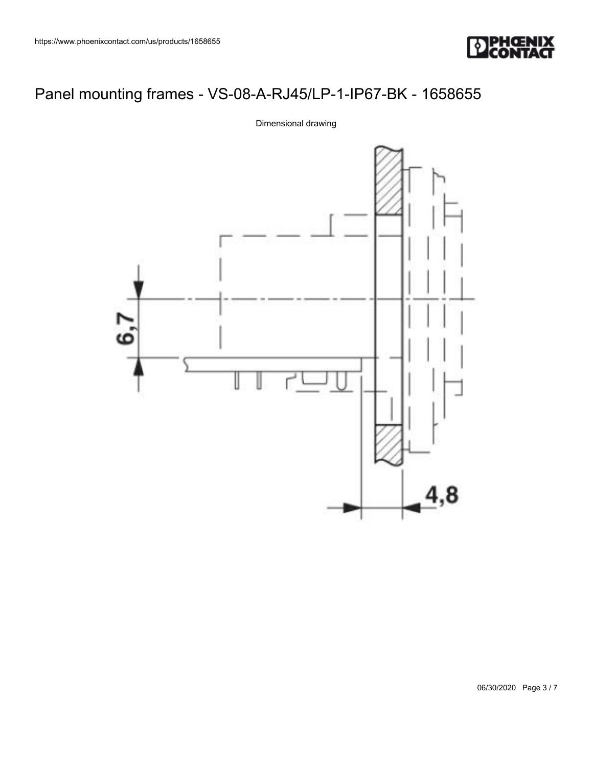# Panel mounting frames - VS-08-A-RJ45/LP-1-IP67-BK - 1658655

Dimensional drawing

6,7

4,8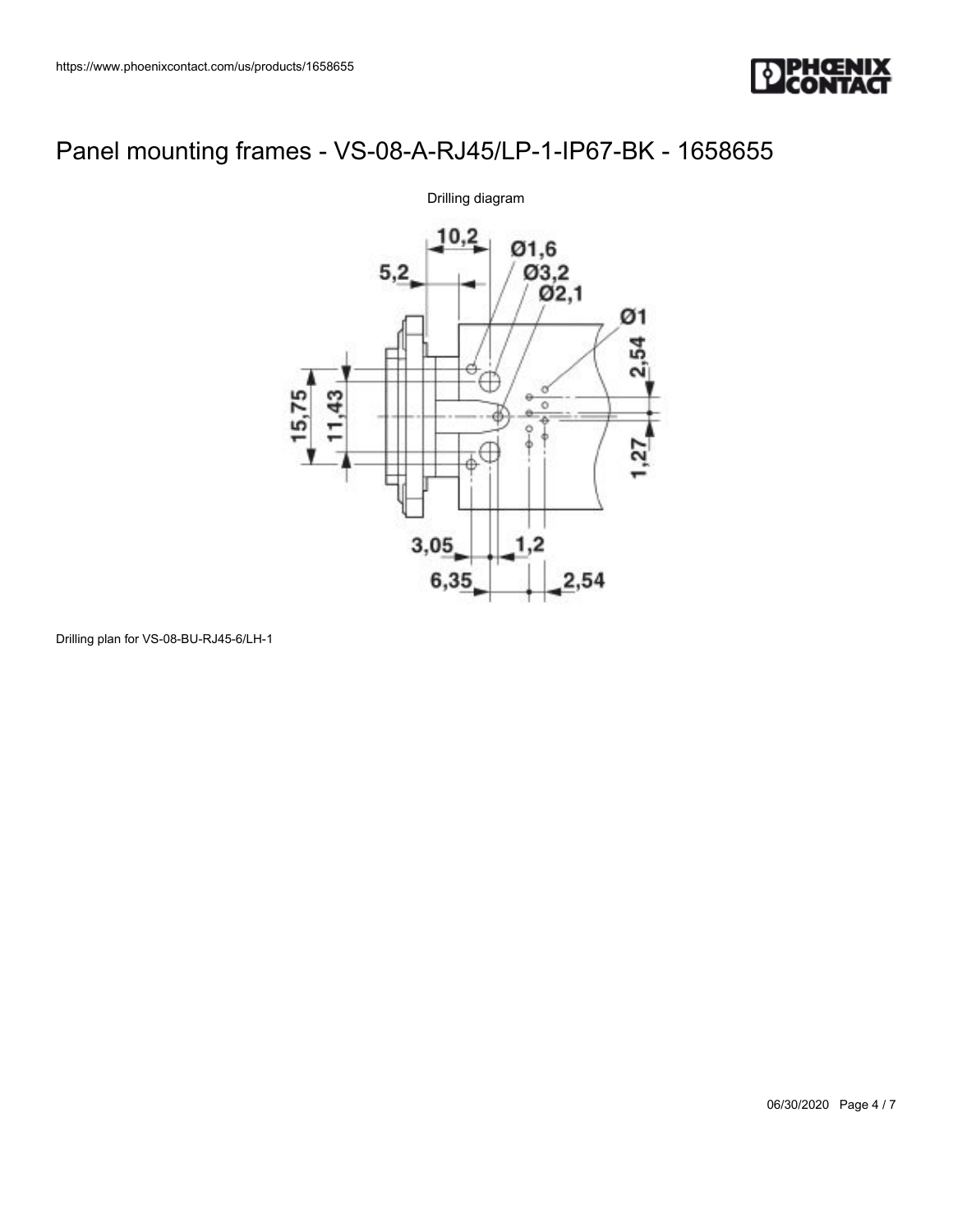# Panel mounting frames - VS-08-A-RJ45/LP-1-IP67-BK - 1658655

Drilling diagram

Drilling plan for VS-08-BU-RJ45-6/LH-1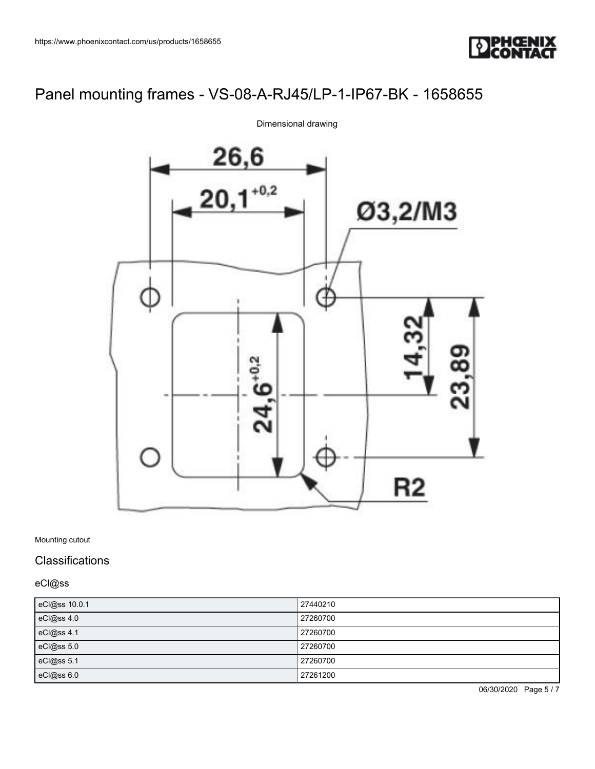# Panel mounting frames - VS-08-A-RJ45/LP-1-IP67-BK - 1658655

Dimensional drawing

Mounting cutout

## Classifications

### eCl@ss

| eCl@ss 10.0.1 | 27440210 |
| --- | --- |
| eCl@ss 4.0 | 27260700 |
| eCl@ss 4.1 | 27260700 |
| eCl@ss 5.0 | 27260700 |
| eCl@ss 5.1 | 27260700 |
| eCl@ss 6.0 | 27261200 |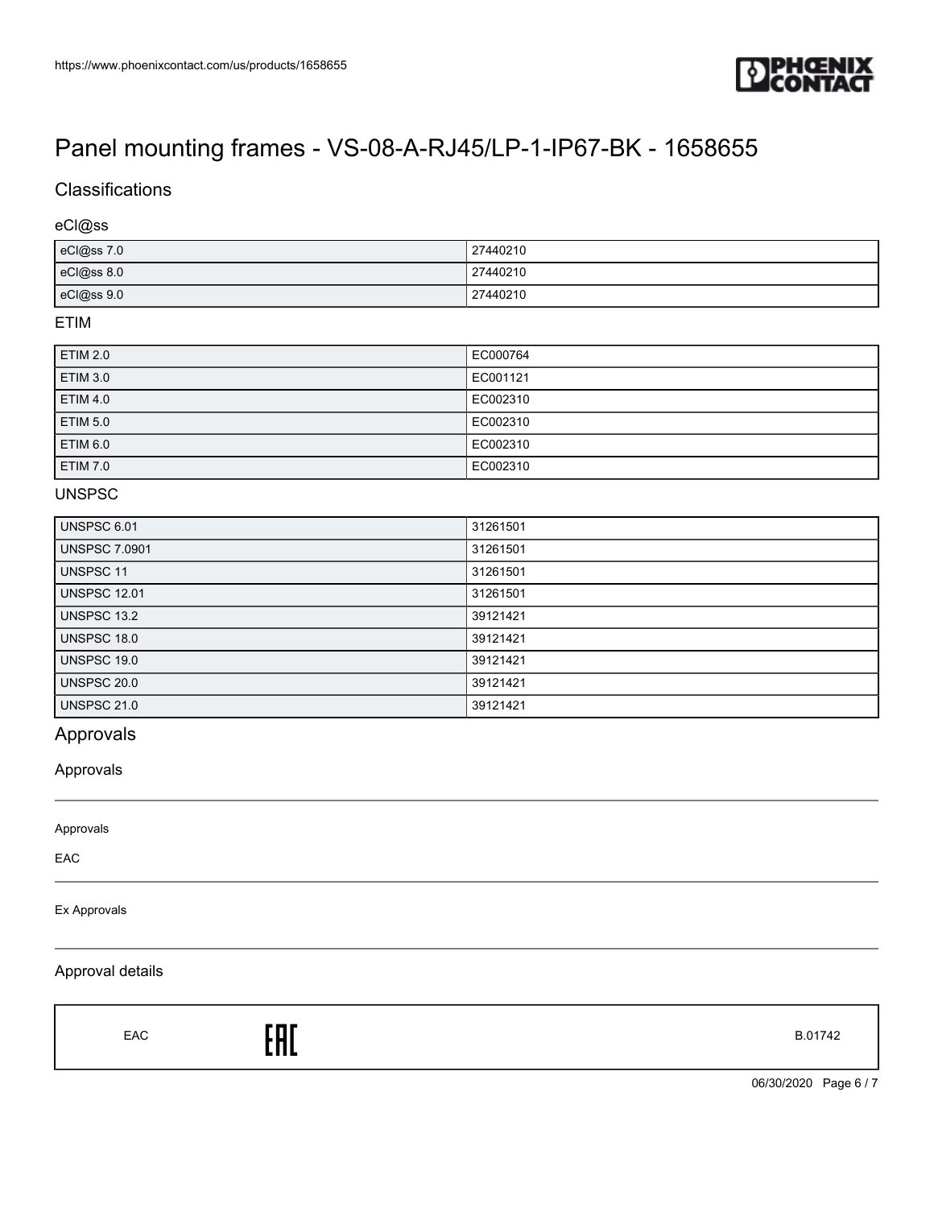# Panel mounting frames - VS-08-A-RJ45/LP-1-IP67-BK - 1658655

## Classifications

### eCl@ss

| | |
|---|---|
| eCl@ss 7.0 | 27440210 |
| eCl@ss 8.0 | 27440210 |
| eCl@ss 9.0 | 27440210 |

### ETIM

| | |
|---|---|
| ETIM 2.0 | EC000764 |
| ETIM 3.0 | EC001121 |
| ETIM 4.0 | EC002310 |
| ETIM 5.0 | EC002310 |
| ETIM 6.0 | EC002310 |
| ETIM 7.0 | EC002310 |

### UNSPSC

| | |
|---|---|
| UNSPSC 6.01 | 31261501 |
| UNSPSC 7.0901 | 31261501 |
| UNSPSC 11 | 31261501 |
| UNSPSC 12.01 | 31261501 |
| UNSPSC 13.2 | 39121421 |
| UNSPSC 18.0 | 39121421 |
| UNSPSC 19.0 | 39121421 |
| UNSPSC 20.0 | 39121421 |
| UNSPSC 21.0 | 39121421 |

## Approvals

### Approvals

Approvals

EAC

Ex Approvals

### Approval details

| | | |
|---|---|---|
| EAC | EAC | B.01742 |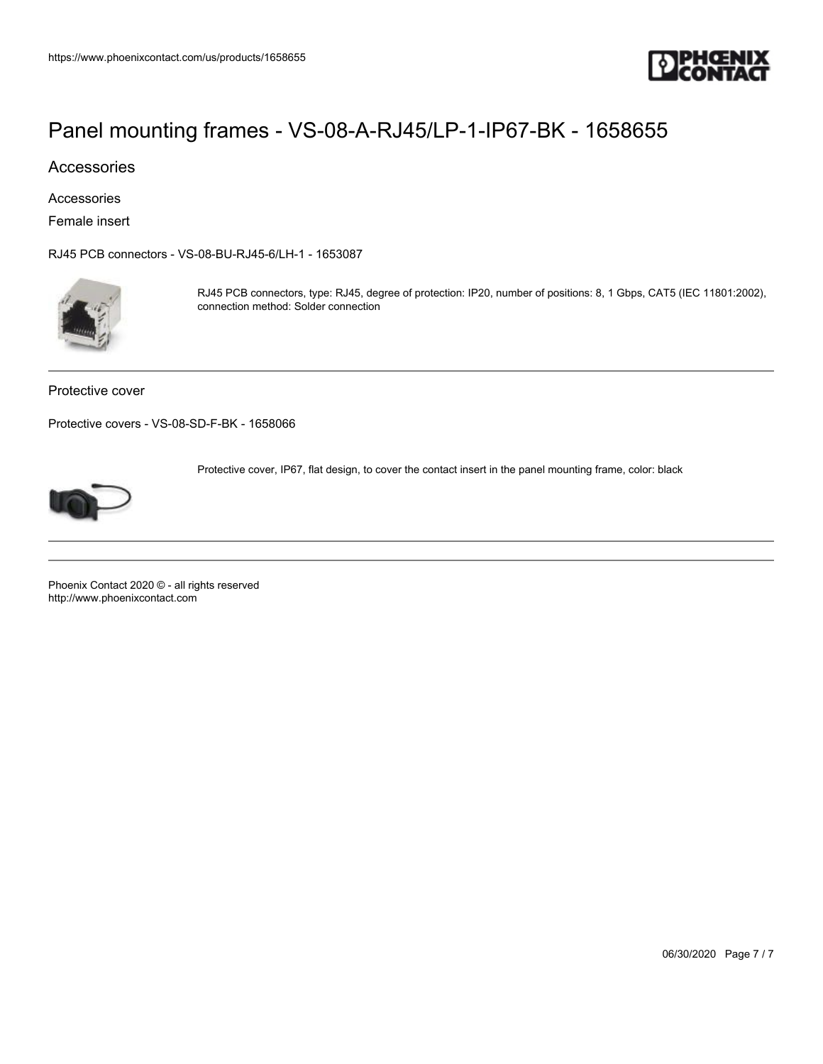# Panel mounting frames - VS-08-A-RJ45/LP-1-IP67-BK - 1658655

## Accessories

### Accessories

#### Female insert

RJ45 PCB connectors - VS-08-BU-RJ45-6/LH-1 - 1653087

RJ45 PCB connectors, type: RJ45, degree of protection: IP20, number of positions: 8, 1 Gbps, CAT5 (IEC 11801:2002), connection method: Solder connection

#### Protective cover

Protective covers - VS-08-SD-F-BK - 1658066

Protective cover, IP67, flat design, to cover the contact insert in the panel mounting frame, color: black

Phoenix Contact 2020 © - all rights reserved
http://www.phoenixcontact.com